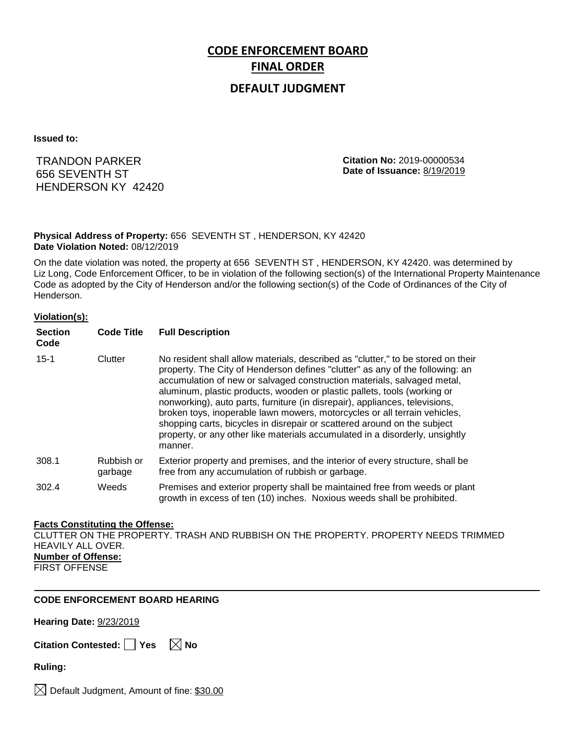# CODE ENFORCEMENT BOARD
# FINAL ORDER

## DEFAULT JUDGMENT

**Issued to:**

TRANDON PARKER
656 SEVENTH ST
HENDERSON KY 42420

**Citation No:** 2019-00000534
**Date of Issuance:** 8/19/2019

**Physical Address of Property:** 656 SEVENTH ST , HENDERSON, KY 42420
**Date Violation Noted:** 08/12/2019

On the date violation was noted, the property at 656 SEVENTH ST , HENDERSON, KY 42420. was determined by Liz Long, Code Enforcement Officer, to be in violation of the following section(s) of the International Property Maintenance Code as adopted by the City of Henderson and/or the following section(s) of the Code of Ordinances of the City of Henderson.

**Violation(s):**

| Section Code | Code Title | Full Description |
|---|---|---|
| 15-1 | Clutter | No resident shall allow materials, described as "clutter," to be stored on their property. The City of Henderson defines "clutter" as any of the following: an accumulation of new or salvaged construction materials, salvaged metal, aluminum, plastic products, wooden or plastic pallets, tools (working or nonworking), auto parts, furniture (in disrepair), appliances, televisions, broken toys, inoperable lawn mowers, motorcycles or all terrain vehicles, shopping carts, bicycles in disrepair or scattered around on the subject property, or any other like materials accumulated in a disorderly, unsightly manner. |
| 308.1 | Rubbish or garbage | Exterior property and premises, and the interior of every structure, shall be free from any accumulation of rubbish or garbage. |
| 302.4 | Weeds | Premises and exterior property shall be maintained free from weeds or plant growth in excess of ten (10) inches. Noxious weeds shall be prohibited. |

**Facts Constituting the Offense:**
CLUTTER ON THE PROPERTY. TRASH AND RUBBISH ON THE PROPERTY. PROPERTY NEEDS TRIMMED HEAVILY ALL OVER.
**Number of Offense:**
FIRST OFFENSE

---

**CODE ENFORCEMENT BOARD HEARING**

**Hearing Date:** 9/23/2019

**Citation Contested:** ☐ Yes ☒ No

**Ruling:**

☒ Default Judgment, Amount of fine: $30.00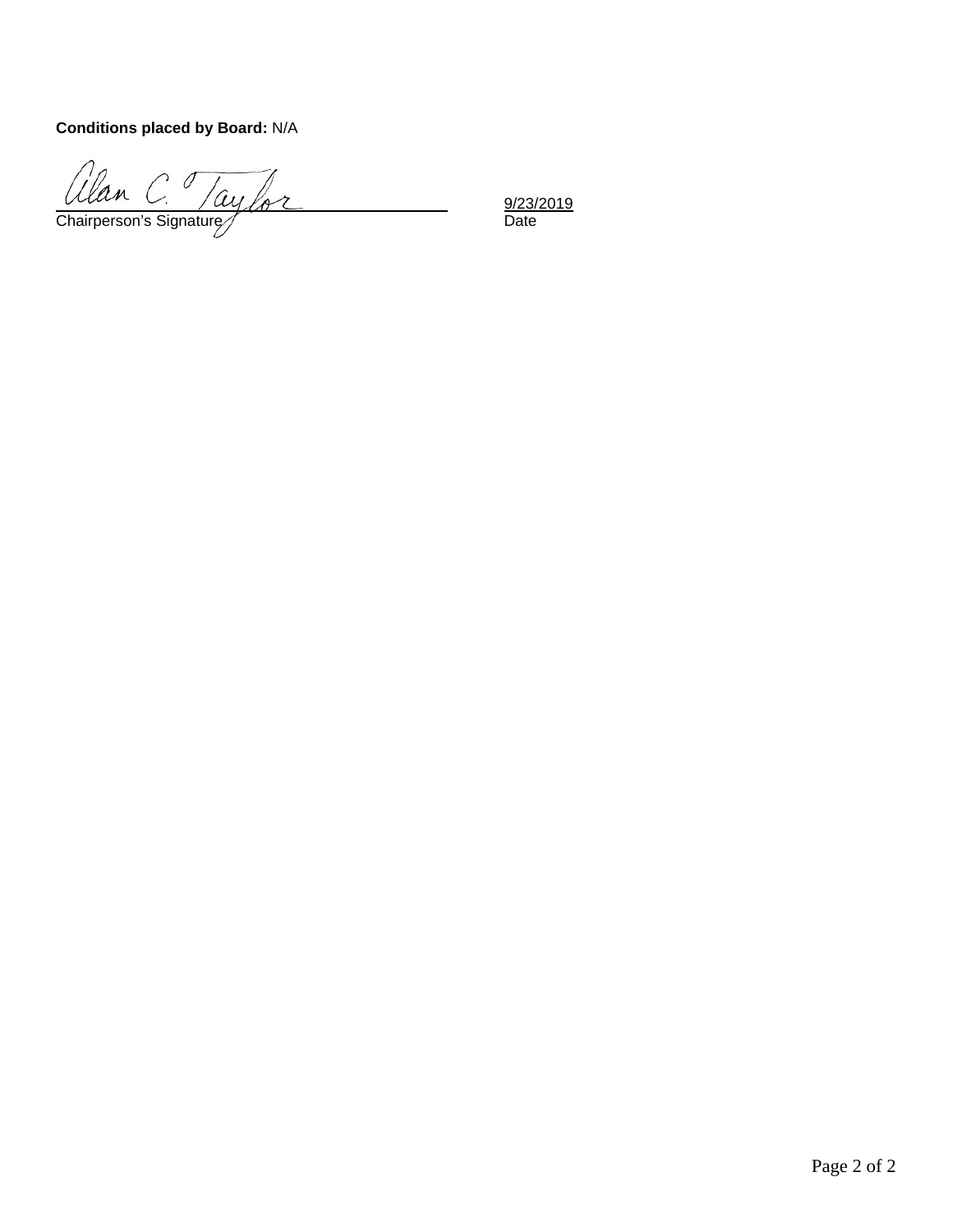**Conditions placed by Board:** N/A

Alan C. Taylor
Chairperson's Signature

9/23/2019
Date